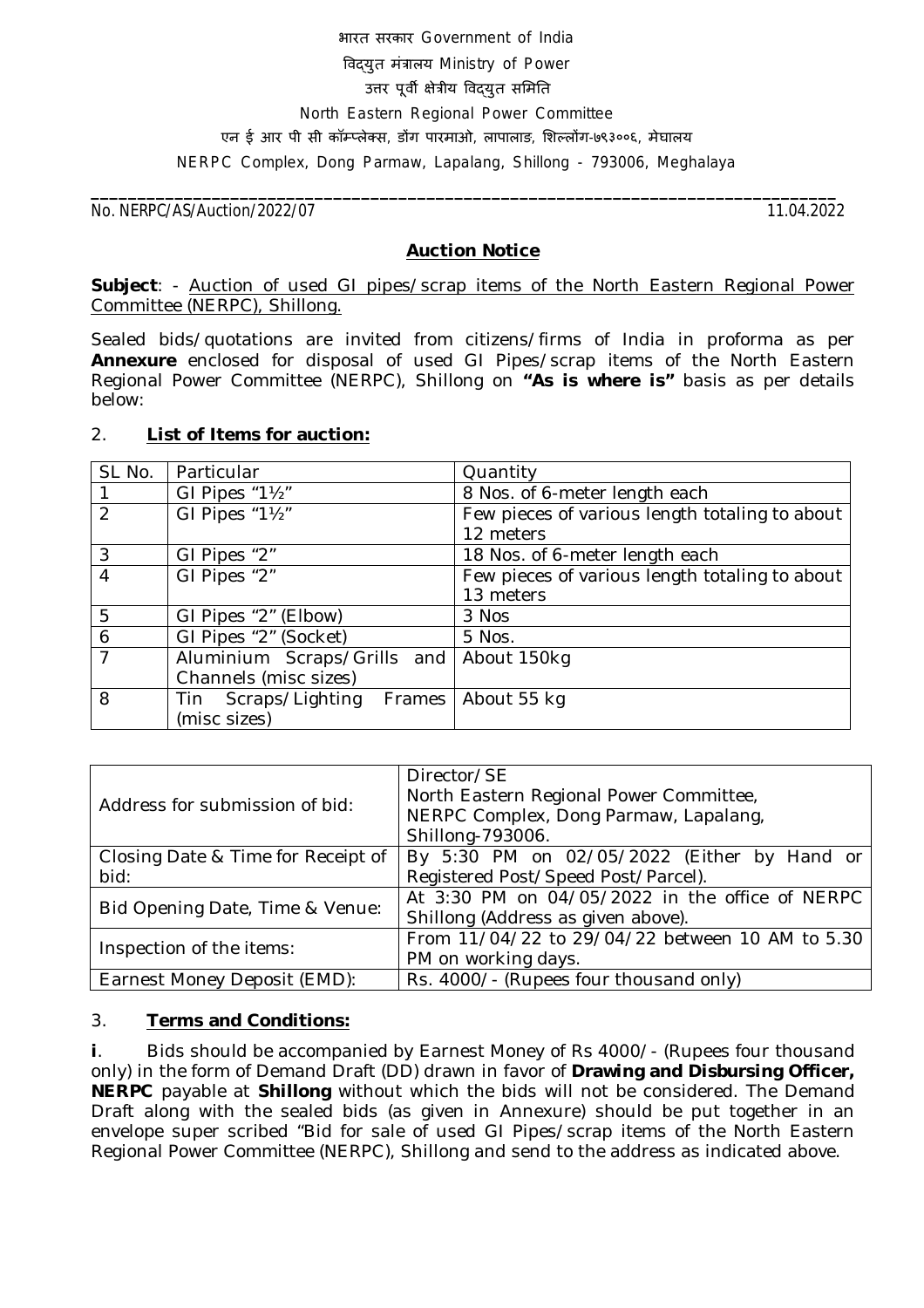भारत सरकार Government of India

विद्युत मंत्रालय Ministry of Power

उत्तर पूर्वी क्षेत्रीय विद्युत समिति

North Eastern Regional Power Committee

एन ई आर पी सी कॉम्प्लेक्स, डोंग पारमाओ, लापालाङ, शिल्लोंग-७९३००६, मेघालय

NERPC Complex, Dong Parmaw, Lapalang, Shillong - 793006, Meghalaya

---

No. NERPC/AS/Auction/2022/07 11.04.2022

## Auction Notice

**Subject**: - Auction of used GI pipes/scrap items of the North Eastern Regional Power Committee (NERPC), Shillong.

Sealed bids/quotations are invited from citizens/firms of India in proforma as per **Annexure** enclosed for disposal of used GI Pipes/scrap items of the North Eastern Regional Power Committee (NERPC), Shillong on **"As is where is"** basis as per details below:

2. **List of Items for auction:**

| SL No. | Particular | Quantity |
|---|---|---|
| 1 | GI Pipes "1½" | 8 Nos. of 6-meter length each |
| 2 | GI Pipes "1½" | Few pieces of various length totaling to about 12 meters |
| 3 | GI Pipes "2" | 18 Nos. of 6-meter length each |
| 4 | GI Pipes "2" | Few pieces of various length totaling to about 13 meters |
| 5 | GI Pipes "2" (Elbow) | 3 Nos |
| 6 | GI Pipes "2" (Socket) | 5 Nos. |
| 7 | Aluminium Scraps/Grills and Channels (misc sizes) | About 150kg |
| 8 | Tin Scraps/Lighting Frames (misc sizes) | About 55 kg |

| | |
|---|---|
| Address for submission of bid: | Director/SE<br>North Eastern Regional Power Committee,<br>NERPC Complex, Dong Parmaw, Lapalang,<br>Shillong-793006. |
| Closing Date & Time for Receipt of bid: | By 5:30 PM on 02/05/2022 (Either by Hand or Registered Post/Speed Post/Parcel). |
| Bid Opening Date, Time & Venue: | At 3:30 PM on 04/05/2022 in the office of NERPC Shillong (Address as given above). |
| Inspection of the items: | From 11/04/22 to 29/04/22 between 10 AM to 5.30 PM on working days. |
| Earnest Money Deposit (EMD): | Rs. 4000/- (Rupees four thousand only) |

3. **Terms and Conditions:**

**i**. Bids should be accompanied by Earnest Money of Rs 4000/- (Rupees four thousand only) in the form of Demand Draft (DD) drawn in favor of **Drawing and Disbursing Officer, NERPC** payable at **Shillong** without which the bids will not be considered. The Demand Draft along with the sealed bids (as given in Annexure) should be put together in an envelope super scribed "Bid for sale of used GI Pipes/scrap items of the North Eastern Regional Power Committee (NERPC), Shillong and send to the address as indicated above.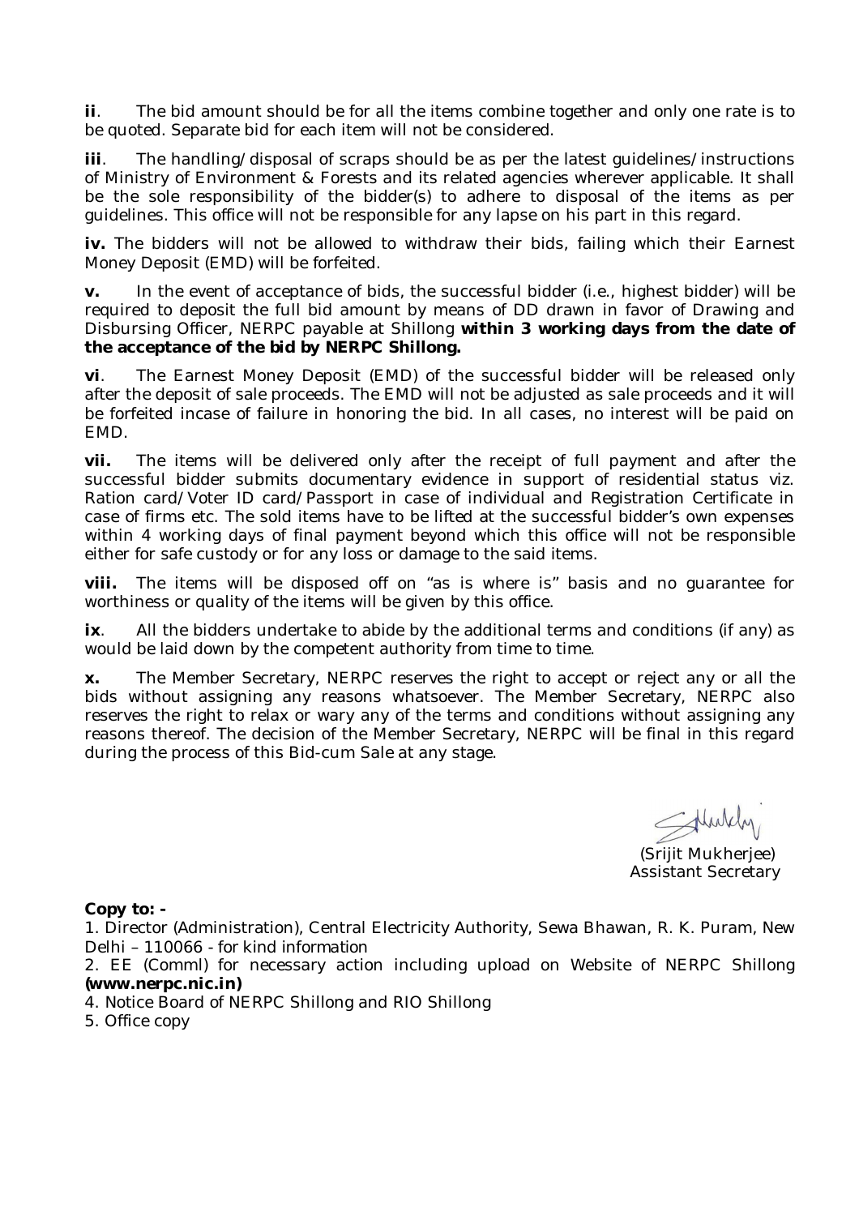**ii**. The bid amount should be for all the items combine together and only one rate is to be quoted. Separate bid for each item will not be considered.

**iii**. The handling/disposal of scraps should be as per the latest guidelines/instructions of Ministry of Environment & Forests and its related agencies wherever applicable. It shall be the sole responsibility of the bidder(s) to adhere to disposal of the items as per guidelines. This office will not be responsible for any lapse on his part in this regard.

**iv.** The bidders will not be allowed to withdraw their bids, failing which their Earnest Money Deposit (EMD) will be forfeited.

**v.** In the event of acceptance of bids, the successful bidder (i.e., highest bidder) will be required to deposit the full bid amount by means of DD drawn in favor of Drawing and Disbursing Officer, NERPC payable at Shillong **within 3 working days from the date of the acceptance of the bid by NERPC Shillong.**

**vi**. The Earnest Money Deposit (EMD) of the successful bidder will be released only after the deposit of sale proceeds. The EMD will not be adjusted as sale proceeds and it will be forfeited incase of failure in honoring the bid. In all cases, no interest will be paid on EMD.

**vii.** The items will be delivered only after the receipt of full payment and after the successful bidder submits documentary evidence in support of residential status viz. Ration card/Voter ID card/Passport in case of individual and Registration Certificate in case of firms etc. The sold items have to be lifted at the successful bidder's own expenses within 4 working days of final payment beyond which this office will not be responsible either for safe custody or for any loss or damage to the said items.

**viii.** The items will be disposed off on "as is where is" basis and no guarantee for worthiness or quality of the items will be given by this office.

**ix**. All the bidders undertake to abide by the additional terms and conditions (if any) as would be laid down by the competent authority from time to time.

**x.** The Member Secretary, NERPC reserves the right to accept or reject any or all the bids without assigning any reasons whatsoever. The Member Secretary, NERPC also reserves the right to relax or wary any of the terms and conditions without assigning any reasons thereof. The decision of the Member Secretary, NERPC will be final in this regard during the process of this Bid-cum Sale at any stage.

(Srijit Mukherjee)
Assistant Secretary

**Copy to: -**

1. Director (Administration), Central Electricity Authority, Sewa Bhawan, R. K. Puram, New Delhi – 110066 - for kind information
2. EE (Comml) for necessary action including upload on Website of NERPC Shillong **(www.nerpc.nic.in)**
4. Notice Board of NERPC Shillong and RIO Shillong
5. Office copy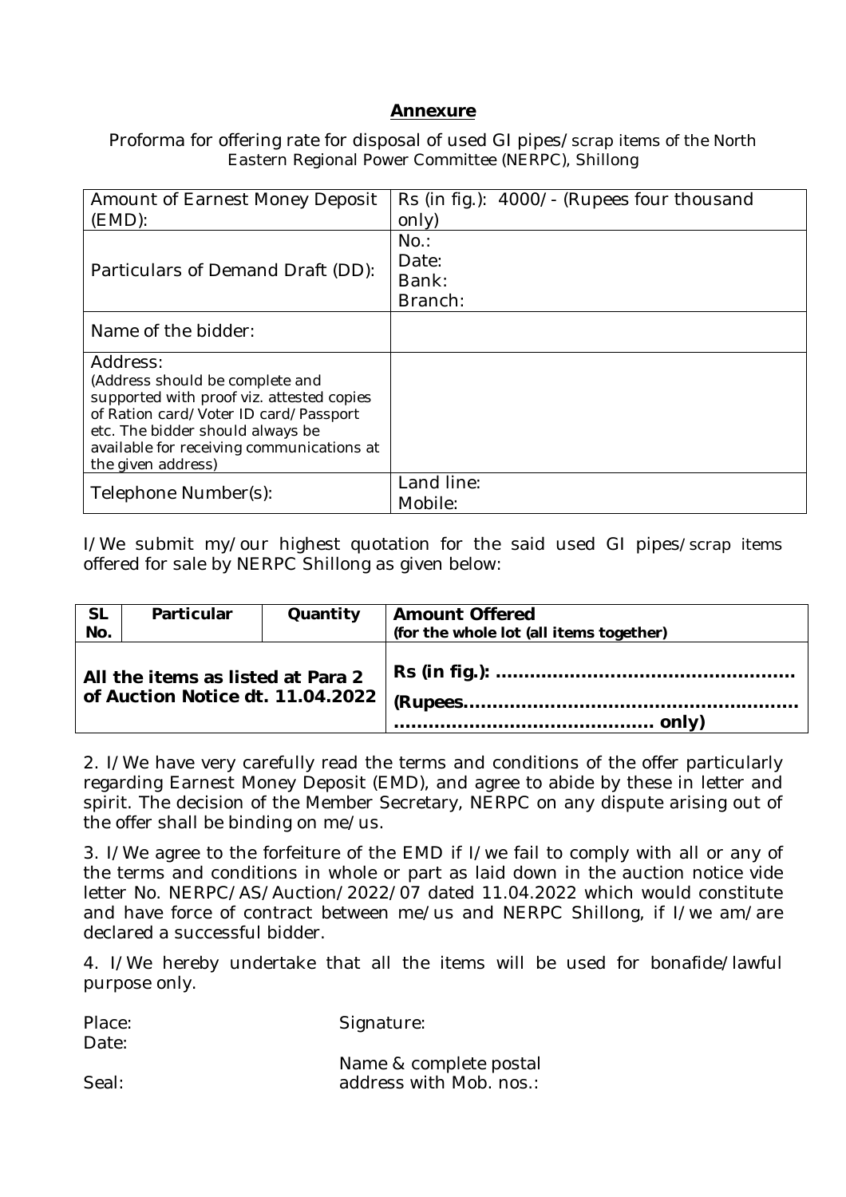## Annexure

Proforma for offering rate for disposal of used GI pipes/scrap items of the North Eastern Regional Power Committee (NERPC), Shillong

| | |
|---|---|
| Amount of Earnest Money Deposit (EMD): | Rs (in fig.): 4000/- (Rupees four thousand only) |
| Particulars of Demand Draft (DD): | No.:<br>Date:<br>Bank:<br>Branch: |
| Name of the bidder: | |
| Address:<br>(Address should be complete and supported with proof viz. attested copies of Ration card/Voter ID card/Passport etc. The bidder should always be available for receiving communications at the given address) | |
| Telephone Number(s): | Land line:<br>Mobile: |

I/We submit my/our highest quotation for the said used GI pipes/scrap items offered for sale by NERPC Shillong as given below:

| SL No. | Particular | Quantity | Amount Offered (for the whole lot (all items together) |
|---|---|---|---|
| **All the items as listed at Para 2 of Auction Notice dt. 11.04.2022** | | | **Rs (in fig.): ..................................................**<br>**(Rupees........................................................**<br>**............................................. only)** |

2. I/We have very carefully read the terms and conditions of the offer particularly regarding Earnest Money Deposit (EMD), and agree to abide by these in letter and spirit. The decision of the Member Secretary, NERPC on any dispute arising out of the offer shall be binding on me/us.

3. I/We agree to the forfeiture of the EMD if I/we fail to comply with all or any of the terms and conditions in whole or part as laid down in the auction notice vide letter No. NERPC/AS/Auction/2022/07 dated 11.04.2022 which would constitute and have force of contract between me/us and NERPC Shillong, if I/we am/are declared a successful bidder.

4. I/We hereby undertake that all the items will be used for bonafide/lawful purpose only.

Place: Signature:

Date:

Seal: Name & complete postal address with Mob. nos.: